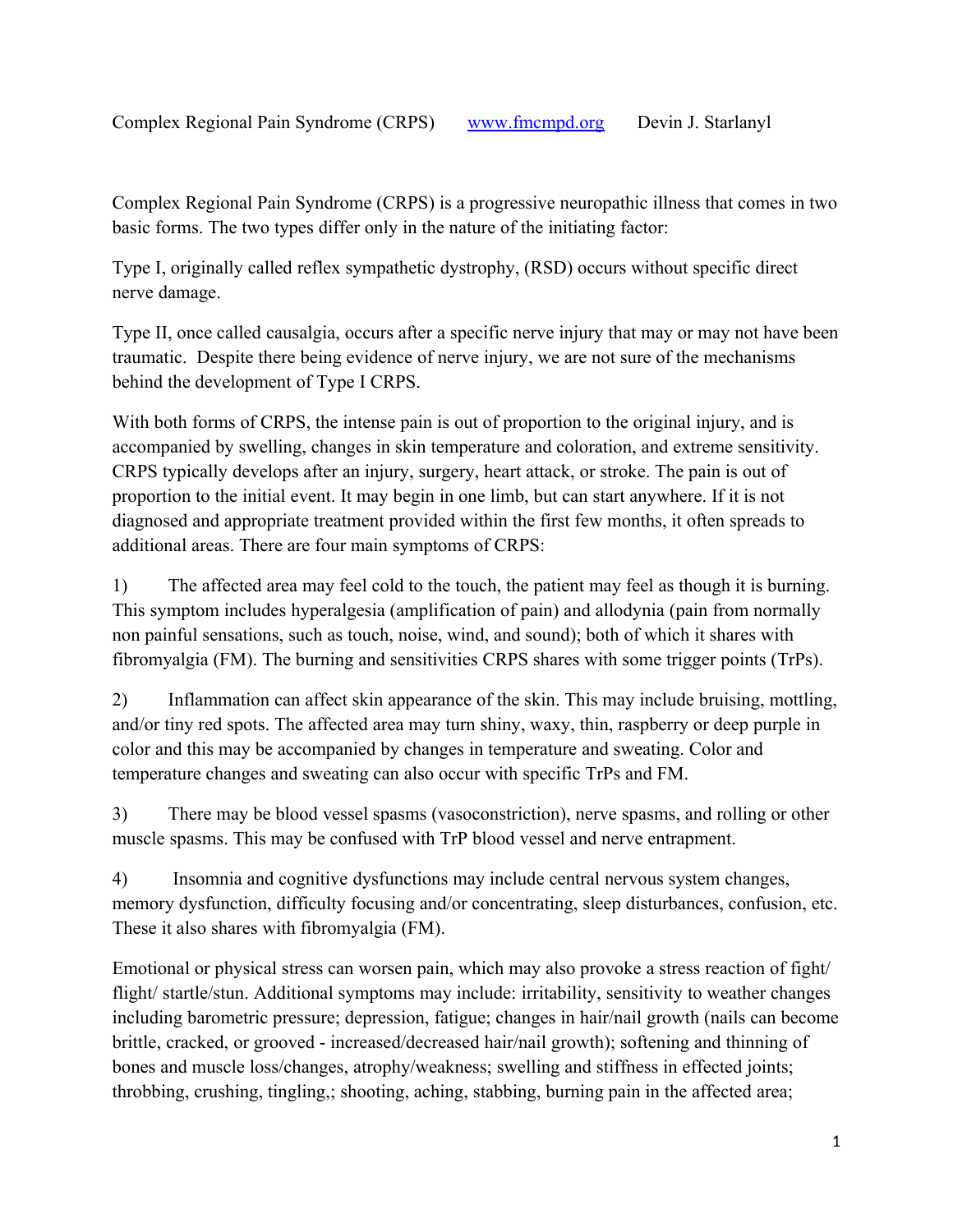Complex Regional Pain Syndrome (CRPS)    www.fmcmpd.org    Devin J. Starlanyl

Complex Regional Pain Syndrome (CRPS) is a progressive neuropathic illness that comes in two basic forms. The two types differ only in the nature of the initiating factor:

Type I, originally called reflex sympathetic dystrophy, (RSD) occurs without specific direct nerve damage.

Type II, once called causalgia, occurs after a specific nerve injury that may or may not have been traumatic. Despite there being evidence of nerve injury, we are not sure of the mechanisms behind the development of Type I CRPS.

With both forms of CRPS, the intense pain is out of proportion to the original injury, and is accompanied by swelling, changes in skin temperature and coloration, and extreme sensitivity. CRPS typically develops after an injury, surgery, heart attack, or stroke. The pain is out of proportion to the initial event. It may begin in one limb, but can start anywhere. If it is not diagnosed and appropriate treatment provided within the first few months, it often spreads to additional areas. There are four main symptoms of CRPS:

1) The affected area may feel cold to the touch, the patient may feel as though it is burning. This symptom includes hyperalgesia (amplification of pain) and allodynia (pain from normally non painful sensations, such as touch, noise, wind, and sound); both of which it shares with fibromyalgia (FM). The burning and sensitivities CRPS shares with some trigger points (TrPs).

2) Inflammation can affect skin appearance of the skin. This may include bruising, mottling, and/or tiny red spots. The affected area may turn shiny, waxy, thin, raspberry or deep purple in color and this may be accompanied by changes in temperature and sweating. Color and temperature changes and sweating can also occur with specific TrPs and FM.

3) There may be blood vessel spasms (vasoconstriction), nerve spasms, and rolling or other muscle spasms. This may be confused with TrP blood vessel and nerve entrapment.

4) Insomnia and cognitive dysfunctions may include central nervous system changes, memory dysfunction, difficulty focusing and/or concentrating, sleep disturbances, confusion, etc. These it also shares with fibromyalgia (FM).

Emotional or physical stress can worsen pain, which may also provoke a stress reaction of fight/ flight/ startle/stun. Additional symptoms may include: irritability, sensitivity to weather changes including barometric pressure; depression, fatigue; changes in hair/nail growth (nails can become brittle, cracked, or grooved - increased/decreased hair/nail growth); softening and thinning of bones and muscle loss/changes, atrophy/weakness; swelling and stiffness in effected joints; throbbing, crushing, tingling,; shooting, aching, stabbing, burning pain in the affected area;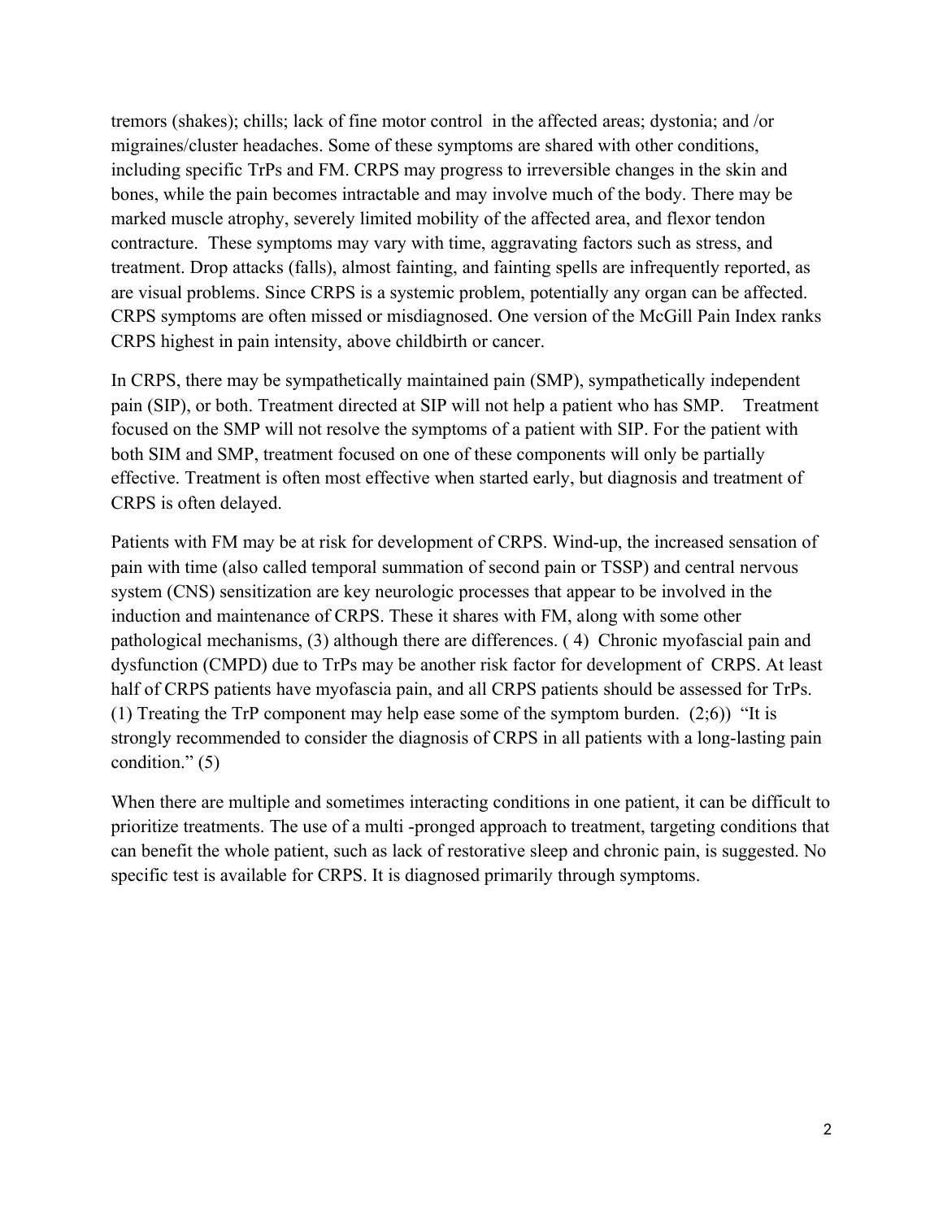tremors (shakes); chills; lack of fine motor control in the affected areas; dystonia; and /or migraines/cluster headaches. Some of these symptoms are shared with other conditions, including specific TrPs and FM. CRPS may progress to irreversible changes in the skin and bones, while the pain becomes intractable and may involve much of the body. There may be marked muscle atrophy, severely limited mobility of the affected area, and flexor tendon contracture. These symptoms may vary with time, aggravating factors such as stress, and treatment. Drop attacks (falls), almost fainting, and fainting spells are infrequently reported, as are visual problems. Since CRPS is a systemic problem, potentially any organ can be affected. CRPS symptoms are often missed or misdiagnosed. One version of the McGill Pain Index ranks CRPS highest in pain intensity, above childbirth or cancer.

In CRPS, there may be sympathetically maintained pain (SMP), sympathetically independent pain (SIP), or both. Treatment directed at SIP will not help a patient who has SMP. Treatment focused on the SMP will not resolve the symptoms of a patient with SIP. For the patient with both SIM and SMP, treatment focused on one of these components will only be partially effective. Treatment is often most effective when started early, but diagnosis and treatment of CRPS is often delayed.

Patients with FM may be at risk for development of CRPS. Wind-up, the increased sensation of pain with time (also called temporal summation of second pain or TSSP) and central nervous system (CNS) sensitization are key neurologic processes that appear to be involved in the induction and maintenance of CRPS. These it shares with FM, along with some other pathological mechanisms, (3) although there are differences. ( 4) Chronic myofascial pain and dysfunction (CMPD) due to TrPs may be another risk factor for development of CRPS. At least half of CRPS patients have myofascia pain, and all CRPS patients should be assessed for TrPs. (1) Treating the TrP component may help ease some of the symptom burden. (2;6)) "It is strongly recommended to consider the diagnosis of CRPS in all patients with a long-lasting pain condition." (5)

When there are multiple and sometimes interacting conditions in one patient, it can be difficult to prioritize treatments. The use of a multi -pronged approach to treatment, targeting conditions that can benefit the whole patient, such as lack of restorative sleep and chronic pain, is suggested. No specific test is available for CRPS. It is diagnosed primarily through symptoms.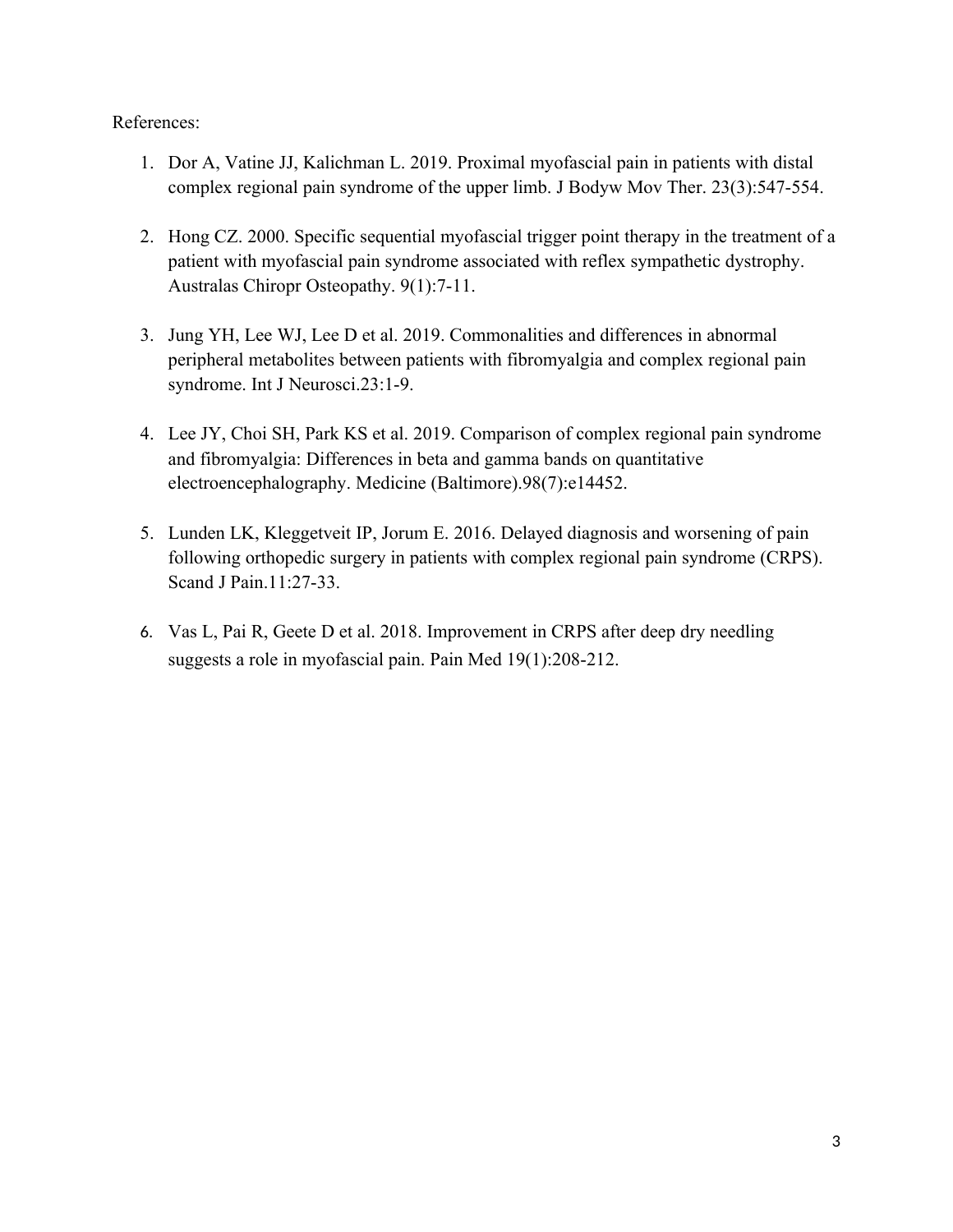References:

1. Dor A, Vatine JJ, Kalichman L. 2019. Proximal myofascial pain in patients with distal complex regional pain syndrome of the upper limb. J Bodyw Mov Ther. 23(3):547-554.

2. Hong CZ. 2000. Specific sequential myofascial trigger point therapy in the treatment of a patient with myofascial pain syndrome associated with reflex sympathetic dystrophy. Australas Chiropr Osteopathy. 9(1):7-11.

3. Jung YH, Lee WJ, Lee D et al. 2019. Commonalities and differences in abnormal peripheral metabolites between patients with fibromyalgia and complex regional pain syndrome. Int J Neurosci.23:1-9.

4. Lee JY, Choi SH, Park KS et al. 2019. Comparison of complex regional pain syndrome and fibromyalgia: Differences in beta and gamma bands on quantitative electroencephalography. Medicine (Baltimore).98(7):e14452.

5. Lunden LK, Kleggetveit IP, Jorum E. 2016. Delayed diagnosis and worsening of pain following orthopedic surgery in patients with complex regional pain syndrome (CRPS). Scand J Pain.11:27-33.

6. Vas L, Pai R, Geete D et al. 2018. Improvement in CRPS after deep dry needling suggests a role in myofascial pain. Pain Med 19(1):208-212.